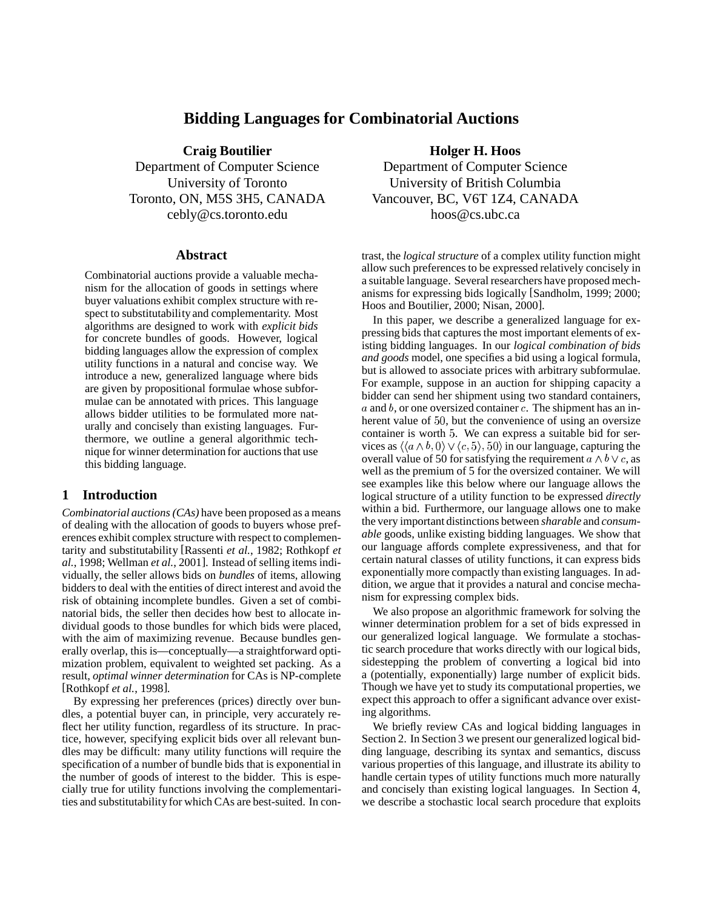# Bidding Languages for Combinatorial Auctions

**Craig Boutilier**
Department of Computer Science
University of Toronto
Toronto, ON, M5S 3H5, CANADA
cebly@cs.toronto.edu

**Holger H. Hoos**
Department of Computer Science
University of British Columbia
Vancouver, BC, V6T 1Z4, CANADA
hoos@cs.ubc.ca

## Abstract

Combinatorial auctions provide a valuable mechanism for the allocation of goods in settings where buyer valuations exhibit complex structure with respect to substitutability and complementarity. Most algorithms are designed to work with *explicit bids* for concrete bundles of goods. However, logical bidding languages allow the expression of complex utility functions in a natural and concise way. We introduce a new, generalized language where bids are given by propositional formulae whose subformulae can be annotated with prices. This language allows bidder utilities to be formulated more naturally and concisely than existing languages. Furthermore, we outline a general algorithmic technique for winner determination for auctions that use this bidding language.

## 1 Introduction

*Combinatorial auctions (CAs)* have been proposed as a means of dealing with the allocation of goods to buyers whose preferences exhibit complex structure with respect to complementarity and substitutability [Rassenti *et al.*, 1982; Rothkopf *et al.*, 1998; Wellman *et al.*, 2001]. Instead of selling items individually, the seller allows bids on *bundles* of items, allowing bidders to deal with the entities of direct interest and avoid the risk of obtaining incomplete bundles. Given a set of combinatorial bids, the seller then decides how best to allocate individual goods to those bundles for which bids were placed, with the aim of maximizing revenue. Because bundles generally overlap, this is—conceptually—a straightforward optimization problem, equivalent to weighted set packing. As a result, *optimal winner determination* for CAs is NP-complete [Rothkopf *et al.*, 1998].

By expressing her preferences (prices) directly over bundles, a potential buyer can, in principle, very accurately reflect her utility function, regardless of its structure. In practice, however, specifying explicit bids over all relevant bundles may be difficult: many utility functions will require the specification of a number of bundle bids that is exponential in the number of goods of interest to the bidder. This is especially true for utility functions involving the complementarities and substitutability for which CAs are best-suited. In contrast, the *logical structure* of a complex utility function might allow such preferences to be expressed relatively concisely in a suitable language. Several researchers have proposed mechanisms for expressing bids logically [Sandholm, 1999; 2000; Hoos and Boutilier, 2000; Nisan, 2000].

In this paper, we describe a generalized language for expressing bids that captures the most important elements of existing bidding languages. In our *logical combination of bids and goods* model, one specifies a bid using a logical formula, but is allowed to associate prices with arbitrary subformulae. For example, suppose in an auction for shipping capacity a bidder can send her shipment using two standard containers, $a$ and $b$, or one oversized container $c$. The shipment has an inherent value of $50$, but the convenience of using an oversize container is worth $5$. We can express a suitable bid for services as $\langle\langle a \wedge b, 0\rangle \vee \langle c, 5\rangle, 50\rangle$ in our language, capturing the overall value of 50 for satisfying the requirement $a \wedge b \vee c$, as well as the premium of 5 for the oversized container. We will see examples like this below where our language allows the logical structure of a utility function to be expressed *directly* within a bid. Furthermore, our language allows one to make the very important distinctions between *sharable* and *consumable* goods, unlike existing bidding languages. We show that our language affords complete expressiveness, and that for certain natural classes of utility functions, it can express bids exponentially more compactly than existing languages. In addition, we argue that it provides a natural and concise mechanism for expressing complex bids.

We also propose an algorithmic framework for solving the winner determination problem for a set of bids expressed in our generalized logical language. We formulate a stochastic search procedure that works directly with our logical bids, sidestepping the problem of converting a logical bid into a (potentially, exponentially) large number of explicit bids. Though we have yet to study its computational properties, we expect this approach to offer a significant advance over existing algorithms.

We briefly review CAs and logical bidding languages in Section 2. In Section 3 we present our generalized logical bidding language, describing its syntax and semantics, discuss various properties of this language, and illustrate its ability to handle certain types of utility functions much more naturally and concisely than existing logical languages. In Section 4, we describe a stochastic local search procedure that exploits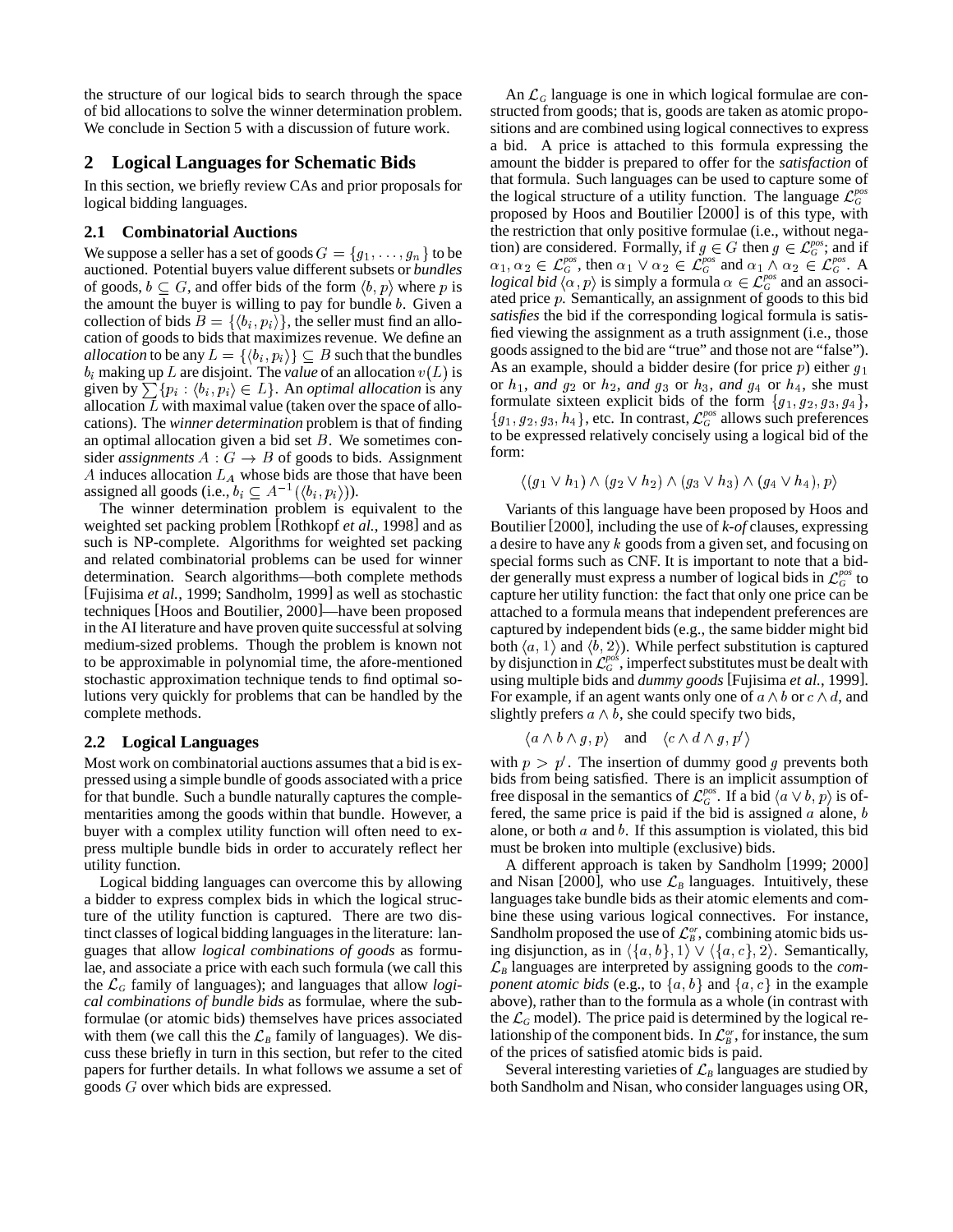the structure of our logical bids to search through the space of bid allocations to solve the winner determination problem. We conclude in Section 5 with a discussion of future work.

## 2 Logical Languages for Schematic Bids

In this section, we briefly review CAs and prior proposals for logical bidding languages.

### 2.1 Combinatorial Auctions

We suppose a seller has a set of goods $G = \{g_1, \ldots, g_n\}$ to be auctioned. Potential buyers value different subsets or *bundles* of goods, $b \subseteq G$, and offer bids of the form $\langle b, p \rangle$ where $p$ is the amount the buyer is willing to pay for bundle $b$. Given a collection of bids $B = \{\langle b_i, p_i \rangle\}$, the seller must find an allocation of goods to bids that maximizes revenue. We define an *allocation* to be any $L = \{\langle b_i, p_i \rangle\} \subseteq B$ such that the bundles $b_i$ making up $L$ are disjoint. The *value* of an allocation $v(L)$ is given by $\sum \{p_i : \langle b_i, p_i \rangle \in L\}$. An *optimal allocation* is any allocation $L$ with maximal value (taken over the space of allocations). The *winner determination* problem is that of finding an optimal allocation given a bid set $B$. We sometimes consider *assignments* $A : G \rightarrow B$ of goods to bids. Assignment $A$ induces allocation $L_A$ whose bids are those that have been assigned all goods (i.e., $b_i \subseteq A^{-1}(\langle b_i, p_i \rangle)$).

The winner determination problem is equivalent to the weighted set packing problem [Rothkopf *et al.*, 1998] and as such is NP-complete. Algorithms for weighted set packing and related combinatorial problems can be used for winner determination. Search algorithms—both complete methods [Fujisima *et al.*, 1999; Sandholm, 1999] as well as stochastic techniques [Hoos and Boutilier, 2000]—have been proposed in the AI literature and have proven quite successful at solving medium-sized problems. Though the problem is known not to be approximable in polynomial time, the afore-mentioned stochastic approximation technique tends to find optimal solutions very quickly for problems that can be handled by the complete methods.

### 2.2 Logical Languages

Most work on combinatorial auctions assumes that a bid is expressed using a simple bundle of goods associated with a price for that bundle. Such a bundle naturally captures the complementarities among the goods within that bundle. However, a buyer with a complex utility function will often need to express multiple bundle bids in order to accurately reflect her utility function.

Logical bidding languages can overcome this by allowing a bidder to express complex bids in which the logical structure of the utility function is captured. There are two distinct classes of logical bidding languages in the literature: languages that allow *logical combinations of goods* as formulae, and associate a price with each such formula (we call this the $\mathcal{L}_G$ family of languages); and languages that allow *logical combinations of bundle bids* as formulae, where the subformulae (or atomic bids) themselves have prices associated with them (we call this the $\mathcal{L}_B$ family of languages). We discuss these briefly in turn in this section, but refer to the cited papers for further details. In what follows we assume a set of goods $G$ over which bids are expressed.

An $\mathcal{L}_G$ language is one in which logical formulae are constructed from goods; that is, goods are taken as atomic propositions and are combined using logical connectives to express a bid. A price is attached to this formula expressing the amount the bidder is prepared to offer for the *satisfaction* of that formula. Such languages can be used to capture some of the logical structure of a utility function. The language $\mathcal{L}_G^{pos}$ proposed by Hoos and Boutilier [2000] is of this type, with the restriction that only positive formulae (i.e., without negation) are considered. Formally, if $g \in G$ then $g \in \mathcal{L}_G^{pos}$; and if $\alpha_1, \alpha_2 \in \mathcal{L}_G^{pos}$, then $\alpha_1 \vee \alpha_2 \in \mathcal{L}_G^{pos}$ and $\alpha_1 \wedge \alpha_2 \in \mathcal{L}_G^{pos}$. A *logical bid* $\langle \alpha, p \rangle$ is simply a formula $\alpha \in \mathcal{L}_G^{pos}$ and an associated price $p$. Semantically, an assignment of goods to this bid *satisfies* the bid if the corresponding logical formula is satisfied viewing the assignment as a truth assignment (i.e., those goods assigned to the bid are "true" and those not are "false"). As an example, should a bidder desire (for price $p$) either $g_1$ or $h_1$, *and* $g_2$ or $h_2$, *and* $g_3$ or $h_3$, *and* $g_4$ or $h_4$, she must formulate sixteen explicit bids of the form $\{g_1, g_2, g_3, g_4\}$, $\{g_1, g_2, g_3, h_4\}$, etc. In contrast, $\mathcal{L}_G^{pos}$ allows such preferences to be expressed relatively concisely using a logical bid of the form:

$$\langle (g_1 \vee h_1) \wedge (g_2 \vee h_2) \wedge (g_3 \vee h_3) \wedge (g_4 \vee h_4), p \rangle$$

Variants of this language have been proposed by Hoos and Boutilier [2000], including the use of *k-of* clauses, expressing a desire to have any $k$ goods from a given set, and focusing on special forms such as CNF. It is important to note that a bidder generally must express a number of logical bids in $\mathcal{L}_G^{pos}$ to capture her utility function: the fact that only one price can be attached to a formula means that independent preferences are captured by independent bids (e.g., the same bidder might bid both $\langle a, 1 \rangle$ and $\langle b, 2 \rangle$). While perfect substitution is captured by disjunction in $\mathcal{L}_G^{pos}$, imperfect substitutes must be dealt with using multiple bids and *dummy goods* [Fujisima *et al.*, 1999]. For example, if an agent wants only one of $a \wedge b$ or $c \wedge d$, and slightly prefers $a \wedge b$, she could specify two bids,

$$\langle a \wedge b \wedge g, p \rangle \quad \text{and} \quad \langle c \wedge d \wedge g, p' \rangle$$

with $p > p'$. The insertion of dummy good $g$ prevents both bids from being satisfied. There is an implicit assumption of free disposal in the semantics of $\mathcal{L}_G^{pos}$. If a bid $\langle a \vee b, p \rangle$ is offered, the same price is paid if the bid is assigned $a$ alone, $b$ alone, or both $a$ and $b$. If this assumption is violated, this bid must be broken into multiple (exclusive) bids.

A different approach is taken by Sandholm [1999; 2000] and Nisan [2000], who use $\mathcal{L}_B$ languages. Intuitively, these languages take bundle bids as their atomic elements and combine these using various logical connectives. For instance, Sandholm proposed the use of $\mathcal{L}_B^{or}$, combining atomic bids using disjunction, as in $\langle \{a, b\}, 1 \rangle \vee \langle \{a, c\}, 2 \rangle$. Semantically, $\mathcal{L}_B$ languages are interpreted by assigning goods to the *component atomic bids* (e.g., to $\{a, b\}$ and $\{a, c\}$ in the example above), rather than to the formula as a whole (in contrast with the $\mathcal{L}_G$ model). The price paid is determined by the logical relationship of the component bids. In $\mathcal{L}_B^{or}$, for instance, the sum of the prices of satisfied atomic bids is paid.

Several interesting varieties of $\mathcal{L}_B$ languages are studied by both Sandholm and Nisan, who consider languages using OR,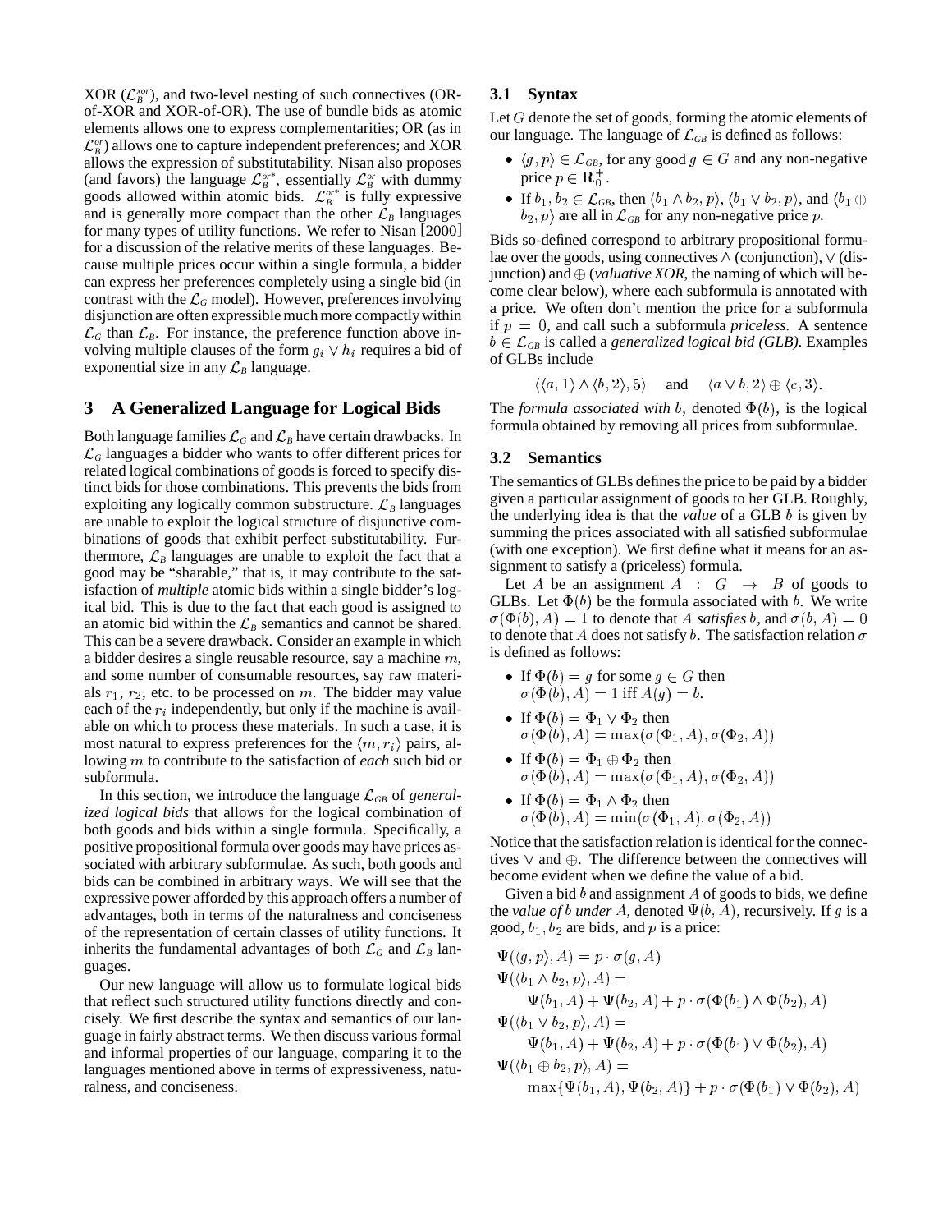XOR ($\mathcal{L}_B^{xor}$), and two-level nesting of such connectives (OR-of-XOR and XOR-of-OR). The use of bundle bids as atomic elements allows one to express complementarities; OR (as in $\mathcal{L}_B^{or}$) allows one to capture independent preferences; and XOR allows the expression of substitutability. Nisan also proposes (and favors) the language $\mathcal{L}_B^{or^*}$, essentially $\mathcal{L}_B^{or}$ with dummy goods allowed within atomic bids. $\mathcal{L}_B^{or^*}$ is fully expressive and is generally more compact than the other $\mathcal{L}_B$ languages for many types of utility functions. We refer to Nisan [2000] for a discussion of the relative merits of these languages. Because multiple prices occur within a single formula, a bidder can express her preferences completely using a single bid (in contrast with the $\mathcal{L}_G$ model). However, preferences involving disjunction are often expressible much more compactly within $\mathcal{L}_G$ than $\mathcal{L}_B$. For instance, the preference function above involving multiple clauses of the form $g_i \vee h_i$ requires a bid of exponential size in any $\mathcal{L}_B$ language.

## 3 A Generalized Language for Logical Bids

Both language families $\mathcal{L}_G$ and $\mathcal{L}_B$ have certain drawbacks. In $\mathcal{L}_G$ languages a bidder who wants to offer different prices for related logical combinations of goods is forced to specify distinct bids for those combinations. This prevents the bids from exploiting any logically common substructure. $\mathcal{L}_B$ languages are unable to exploit the logical structure of disjunctive combinations of goods that exhibit perfect substitutability. Furthermore, $\mathcal{L}_B$ languages are unable to exploit the fact that a good may be "sharable," that is, it may contribute to the satisfaction of *multiple* atomic bids within a single bidder's logical bid. This is due to the fact that each good is assigned to an atomic bid within the $\mathcal{L}_B$ semantics and cannot be shared. This can be a severe drawback. Consider an example in which a bidder desires a single reusable resource, say a machine $m$, and some number of consumable resources, say raw materials $r_1$, $r_2$, etc. to be processed on $m$. The bidder may value each of the $r_i$ independently, but only if the machine is available on which to process these materials. In such a case, it is most natural to express preferences for the $\langle m, r_i\rangle$ pairs, allowing $m$ to contribute to the satisfaction of *each* such bid or subformula.

In this section, we introduce the language $\mathcal{L}_{GB}$ of *generalized logical bids* that allows for the logical combination of both goods and bids within a single formula. Specifically, a positive propositional formula over goods may have prices associated with arbitrary subformulae. As such, both goods and bids can be combined in arbitrary ways. We will see that the expressive power afforded by this approach offers a number of advantages, both in terms of the naturalness and conciseness of the representation of certain classes of utility functions. It inherits the fundamental advantages of both $\mathcal{L}_G$ and $\mathcal{L}_B$ languages.

Our new language will allow us to formulate logical bids that reflect such structured utility functions directly and concisely. We first describe the syntax and semantics of our language in fairly abstract terms. We then discuss various formal and informal properties of our language, comparing it to the languages mentioned above in terms of expressiveness, naturalness, and conciseness.

### 3.1 Syntax

Let $G$ denote the set of goods, forming the atomic elements of our language. The language of $\mathcal{L}_{GB}$ is defined as follows:

- $\langle g, p\rangle \in \mathcal{L}_{GB}$, for any good $g \in G$ and any non-negative price $p \in \mathbf{R}_0^+$.
- If $b_1, b_2 \in \mathcal{L}_{GB}$, then $\langle b_1 \wedge b_2, p\rangle$, $\langle b_1 \vee b_2, p\rangle$, and $\langle b_1 \oplus b_2, p\rangle$ are all in $\mathcal{L}_{GB}$ for any non-negative price $p$.

Bids so-defined correspond to arbitrary propositional formulae over the goods, using connectives $\wedge$ (conjunction), $\vee$ (disjunction) and $\oplus$ (*valuative XOR*, the naming of which will become clear below), where each subformula is annotated with a price. We often don't mention the price for a subformula if $p = 0$, and call such a subformula *priceless*. A sentence $b \in \mathcal{L}_{GB}$ is called a *generalized logical bid (GLB)*. Examples of GLBs include

$$\langle\langle a, 1\rangle \wedge \langle b, 2\rangle, 5\rangle \quad \text{and} \quad \langle a \vee b, 2\rangle \oplus \langle c, 3\rangle.$$

The *formula associated with* $b$, denoted $\Phi(b)$, is the logical formula obtained by removing all prices from subformulae.

### 3.2 Semantics

The semantics of GLBs defines the price to be paid by a bidder given a particular assignment of goods to her GLB. Roughly, the underlying idea is that the *value* of a GLB $b$ is given by summing the prices associated with all satisfied subformulae (with one exception). We first define what it means for an assignment to satisfy a (priceless) formula.

Let $A$ be an assignment $A : G \rightarrow B$ of goods to GLBs. Let $\Phi(b)$ be the formula associated with $b$. We write $\sigma(\Phi(b), A) = 1$ to denote that $A$ *satisfies* $b$, and $\sigma(b, A) = 0$ to denote that $A$ does not satisfy $b$. The satisfaction relation $\sigma$ is defined as follows:

- If $\Phi(b) = g$ for some $g \in G$ then $\sigma(\Phi(b), A) = 1$ iff $A(g) = b$.
- If $\Phi(b) = \Phi_1 \vee \Phi_2$ then $\sigma(\Phi(b), A) = \max(\sigma(\Phi_1, A), \sigma(\Phi_2, A))$
- If $\Phi(b) = \Phi_1 \oplus \Phi_2$ then $\sigma(\Phi(b), A) = \max(\sigma(\Phi_1, A), \sigma(\Phi_2, A))$
- If $\Phi(b) = \Phi_1 \wedge \Phi_2$ then $\sigma(\Phi(b), A) = \min(\sigma(\Phi_1, A), \sigma(\Phi_2, A))$

Notice that the satisfaction relation is identical for the connectives $\vee$ and $\oplus$. The difference between the connectives will become evident when we define the value of a bid.

Given a bid $b$ and assignment $A$ of goods to bids, we define the *value of* $b$ *under* $A$, denoted $\Psi(b, A)$, recursively. If $g$ is a good, $b_1, b_2$ are bids, and $p$ is a price:

$$\Psi(\langle g, p\rangle, A) = p \cdot \sigma(g, A)$$

$$\Psi(\langle b_1 \wedge b_2, p\rangle, A) = \Psi(b_1, A) + \Psi(b_2, A) + p \cdot \sigma(\Phi(b_1) \wedge \Phi(b_2), A)$$

$$\Psi(\langle b_1 \vee b_2, p\rangle, A) = \Psi(b_1, A) + \Psi(b_2, A) + p \cdot \sigma(\Phi(b_1) \vee \Phi(b_2), A)$$

$$\Psi(\langle b_1 \oplus b_2, p\rangle, A) = \max\{\Psi(b_1, A), \Psi(b_2, A)\} + p \cdot \sigma(\Phi(b_1) \vee \Phi(b_2), A)$$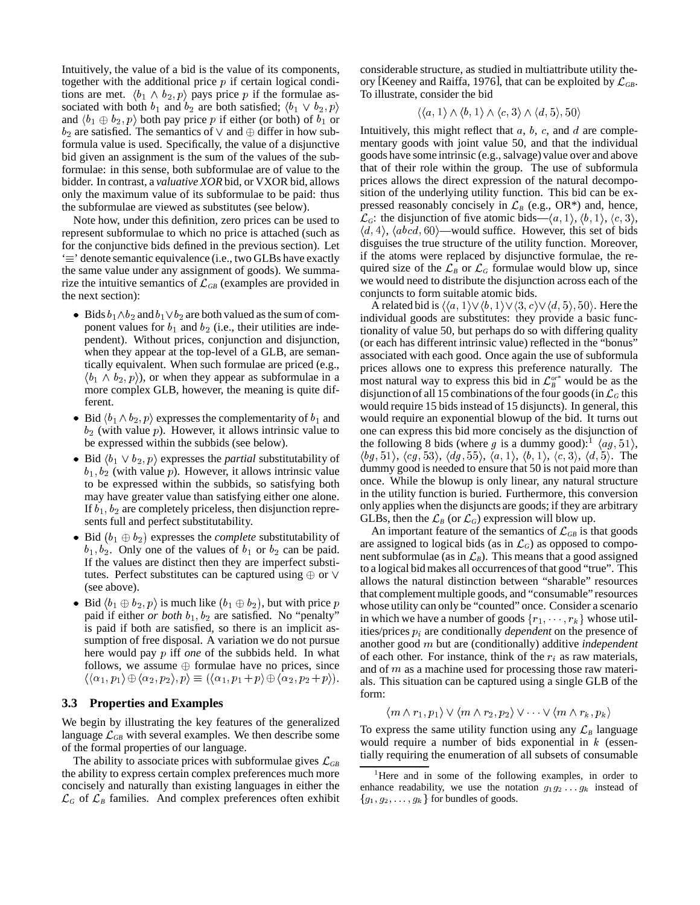Intuitively, the value of a bid is the value of its components, together with the additional price $p$ if certain logical conditions are met. $\langle b_1 \wedge b_2, p\rangle$ pays price $p$ if the formulae associated with both $b_1$ and $b_2$ are both satisfied; $\langle b_1 \vee b_2, p\rangle$ and $\langle b_1 \oplus b_2, p\rangle$ both pay price $p$ if either (or both) of $b_1$ or $b_2$ are satisfied. The semantics of $\vee$ and $\oplus$ differ in how subformula value is used. Specifically, the value of a disjunctive bid given an assignment is the sum of the values of the subformulae: in this sense, both subformulae are of value to the bidder. In contrast, a *valuative XOR* bid, or VXOR bid, allows only the maximum value of its subformulae to be paid: thus the subformulae are viewed as substitutes (see below).

Note how, under this definition, zero prices can be used to represent subformulae to which no price is attached (such as for the conjunctive bids defined in the previous section). Let '$\equiv$' denote semantic equivalence (i.e., two GLBs have exactly the same value under any assignment of goods). We summarize the intuitive semantics of $\mathcal{L}_{GB}$ (examples are provided in the next section):

- Bids $b_1 \wedge b_2$ and $b_1 \vee b_2$ are both valued as the sum of component values for $b_1$ and $b_2$ (i.e., their utilities are independent). Without prices, conjunction and disjunction, when they appear at the top-level of a GLB, are semantically equivalent. When such formulae are priced (e.g., $\langle b_1 \wedge b_2, p\rangle$), or when they appear as subformulae in a more complex GLB, however, the meaning is quite different.
- Bid $\langle b_1 \wedge b_2, p\rangle$ expresses the complementarity of $b_1$ and $b_2$ (with value $p$). However, it allows intrinsic value to be expressed within the subbids (see below).
- Bid $\langle b_1 \vee b_2, p\rangle$ expresses the *partial* substitutability of $b_1, b_2$ (with value $p$). However, it allows intrinsic value to be expressed within the subbids, so satisfying both may have greater value than satisfying either one alone. If $b_1, b_2$ are completely priceless, then disjunction represents full and perfect substitutability.
- Bid $(b_1 \oplus b_2)$ expresses the *complete* substitutability of $b_1, b_2$. Only one of the values of $b_1$ or $b_2$ can be paid. If the values are distinct then they are imperfect substitutes. Perfect substitutes can be captured using $\oplus$ or $\vee$ (see above).
- Bid $\langle b_1 \oplus b_2, p\rangle$ is much like $(b_1 \oplus b_2)$, but with price $p$ paid if either *or both* $b_1, b_2$ are satisfied. No "penalty" is paid if both are satisfied, so there is an implicit assumption of free disposal. A variation we do not pursue here would pay $p$ iff *one* of the subbids held. In what follows, we assume $\oplus$ formulae have no prices, since $\langle\langle \alpha_1, p_1\rangle \oplus \langle \alpha_2, p_2\rangle, p\rangle \equiv (\langle \alpha_1, p_1 + p\rangle \oplus \langle \alpha_2, p_2 + p\rangle)$.

### 3.3 Properties and Examples

We begin by illustrating the key features of the generalized language $\mathcal{L}_{GB}$ with several examples. We then describe some of the formal properties of our language.

The ability to associate prices with subformulae gives $\mathcal{L}_{GB}$ the ability to express certain complex preferences much more concisely and naturally than existing languages in either the $\mathcal{L}_G$ of $\mathcal{L}_B$ families. And complex preferences often exhibit considerable structure, as studied in multiattribute utility theory [Keeney and Raiffa, 1976], that can be exploited by $\mathcal{L}_{GB}$. To illustrate, consider the bid

$$\langle\langle a, 1\rangle \wedge \langle b, 1\rangle \wedge \langle c, 3\rangle \wedge \langle d, 5\rangle, 50\rangle$$

Intuitively, this might reflect that $a$, $b$, $c$, and $d$ are complementary goods with joint value 50, and that the individual goods have some intrinsic (e.g., salvage) value over and above that of their role within the group. The use of subformula prices allows the direct expression of the natural decomposition of the underlying utility function. This bid can be expressed reasonably concisely in $\mathcal{L}_B$ (e.g., OR*) and, hence, $\mathcal{L}_G$: the disjunction of five atomic bids—$\langle a, 1\rangle$, $\langle b, 1\rangle$, $\langle c, 3\rangle$, $\langle d, 4\rangle$, $\langle abcd, 60\rangle$—would suffice. However, this set of bids disguises the true structure of the utility function. Moreover, if the atoms were replaced by disjunctive formulae, the required size of the $\mathcal{L}_B$ or $\mathcal{L}_G$ formulae would blow up, since we would need to distribute the disjunction across each of the conjuncts to form suitable atomic bids.

A related bid is $\langle\langle a, 1\rangle \vee \langle b, 1\rangle \vee \langle 3, c\rangle \vee \langle d, 5\rangle, 50\rangle$. Here the individual goods are substitutes: they provide a basic functionality of value 50, but perhaps do so with differing quality (or each has different intrinsic value) reflected in the "bonus" associated with each good. Once again the use of subformula prices allows one to express this preference naturally. The most natural way to express this bid in $\mathcal{L}_B^{or*}$ would be as the disjunction of all 15 combinations of the four goods (in $\mathcal{L}_G$ this would require 15 bids instead of 15 disjuncts). In general, this would require an exponential blowup of the bid. It turns out one can express this bid more concisely as the disjunction of the following 8 bids (where $g$ is a dummy good):[1] $\langle ag, 51\rangle$, $\langle bg, 51\rangle$, $\langle cg, 53\rangle$, $\langle dg, 55\rangle$, $\langle a, 1\rangle$, $\langle b, 1\rangle$, $\langle c, 3\rangle$, $\langle d, 5\rangle$. The dummy good is needed to ensure that 50 is not paid more than once. While the blowup is only linear, any natural structure in the utility function is buried. Furthermore, this conversion only applies when the disjuncts are goods; if they are arbitrary GLBs, then the $\mathcal{L}_B$ (or $\mathcal{L}_G$) expression will blow up.

An important feature of the semantics of $\mathcal{L}_{GB}$ is that goods are assigned to logical bids (as in $\mathcal{L}_G$) as opposed to component subformulae (as in $\mathcal{L}_B$). This means that a good assigned to a logical bid makes all occurrences of that good "true". This allows the natural distinction between "sharable" resources that complement multiple goods, and "consumable" resources whose utility can only be "counted" once. Consider a scenario in which we have a number of goods $\{r_1, \cdots, r_k\}$ whose utilities/prices $p_i$ are conditionally *dependent* on the presence of another good $m$ but are (conditionally) additive *independent* of each other. For instance, think of the $r_i$ as raw materials, and of $m$ as a machine used for processing those raw materials. This situation can be captured using a single GLB of the form:

$$\langle m \wedge r_1, p_1\rangle \vee \langle m \wedge r_2, p_2\rangle \vee \cdots \vee \langle m \wedge r_k, p_k\rangle$$

To express the same utility function using any $\mathcal{L}_B$ language would require a number of bids exponential in $k$ (essentially requiring the enumeration of all subsets of consumable

[1] Here and in some of the following examples, in order to enhance readability, we use the notation $g_1 g_2 \ldots g_k$ instead of $\{g_1, g_2, \ldots, g_k\}$ for bundles of goods.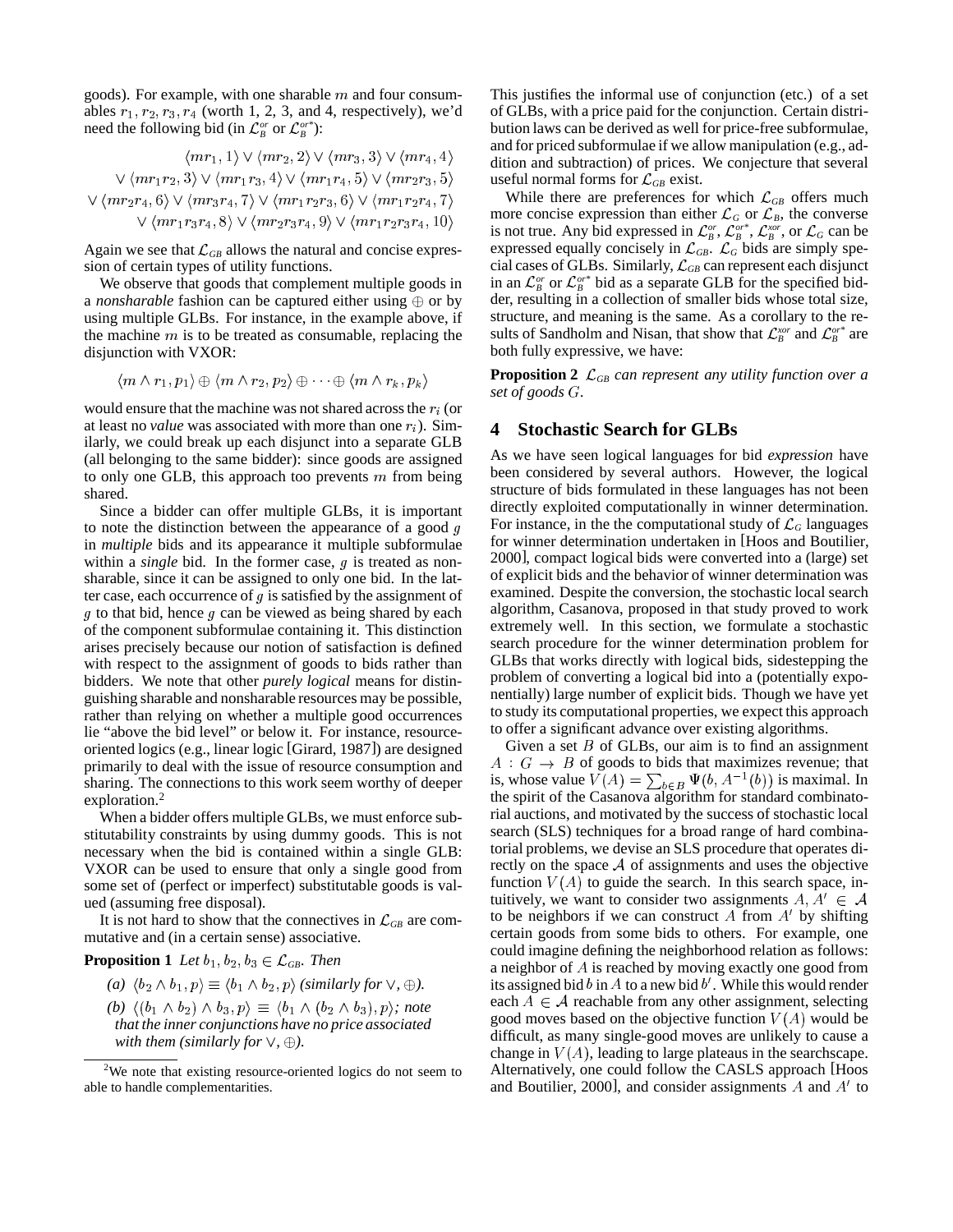goods). For example, with one sharable $m$ and four consumables $r_1, r_2, r_3, r_4$ (worth 1, 2, 3, and 4, respectively), we'd need the following bid (in $\mathcal{L}_B^{or}$ or $\mathcal{L}_B^{or^*}$):

$$
\begin{aligned}
&\langle mr_1, 1\rangle \vee \langle mr_2, 2\rangle \vee \langle mr_3, 3\rangle \vee \langle mr_4, 4\rangle \\
&\vee \langle mr_1r_2, 3\rangle \vee \langle mr_1r_3, 4\rangle \vee \langle mr_1r_4, 5\rangle \vee \langle mr_2r_3, 5\rangle \\
&\vee \langle mr_2r_4, 6\rangle \vee \langle mr_3r_4, 7\rangle \vee \langle mr_1r_2r_3, 6\rangle \vee \langle mr_1r_2r_4, 7\rangle \\
&\vee \langle mr_1r_3r_4, 8\rangle \vee \langle mr_2r_3r_4, 9\rangle \vee \langle mr_1r_2r_3r_4, 10\rangle
\end{aligned}
$$

Again we see that $\mathcal{L}_{GB}$ allows the natural and concise expression of certain types of utility functions.

We observe that goods that complement multiple goods in a *nonsharable* fashion can be captured either using $\oplus$ or by using multiple GLBs. For instance, in the example above, if the machine $m$ is to be treated as consumable, replacing the disjunction with VXOR:

$$\langle m \wedge r_1, p_1\rangle \oplus \langle m \wedge r_2, p_2\rangle \oplus \cdots \oplus \langle m \wedge r_k, p_k\rangle$$

would ensure that the machine was not shared across the $r_i$ (or at least no *value* was associated with more than one $r_i$). Similarly, we could break up each disjunct into a separate GLB (all belonging to the same bidder): since goods are assigned to only one GLB, this approach too prevents $m$ from being shared.

Since a bidder can offer multiple GLBs, it is important to note the distinction between the appearance of a good $g$ in *multiple* bids and its appearance it multiple subformulae within a *single* bid. In the former case, $g$ is treated as nonsharable, since it can be assigned to only one bid. In the latter case, each occurrence of $g$ is satisfied by the assignment of $g$ to that bid, hence $g$ can be viewed as being shared by each of the component subformulae containing it. This distinction arises precisely because our notion of satisfaction is defined with respect to the assignment of goods to bids rather than bidders. We note that other *purely logical* means for distinguishing sharable and nonsharable resources may be possible, rather than relying on whether a multiple good occurrences lie "above the bid level" or below it. For instance, resource-oriented logics (e.g., linear logic [Girard, 1987]) are designed primarily to deal with the issue of resource consumption and sharing. The connections to this work seem worthy of deeper exploration.[2]

When a bidder offers multiple GLBs, we must enforce substitutability constraints by using dummy goods. This is not necessary when the bid is contained within a single GLB: VXOR can be used to ensure that only a single good from some set of (perfect or imperfect) substitutable goods is valued (assuming free disposal).

It is not hard to show that the connectives in $\mathcal{L}_{GB}$ are commutative and (in a certain sense) associative.

**Proposition 1** *Let $b_1, b_2, b_3 \in \mathcal{L}_{GB}$. Then*

*(a) $\langle b_2 \wedge b_1, p\rangle \equiv \langle b_1 \wedge b_2, p\rangle$ (similarly for $\vee, \oplus$).*

*(b) $\langle (b_1 \wedge b_2) \wedge b_3, p\rangle \equiv \langle b_1 \wedge (b_2 \wedge b_3), p\rangle$; note that the inner conjunctions have no price associated with them (similarly for $\vee, \oplus$).*

[2] We note that existing resource-oriented logics do not seem to able to handle complementarities.

This justifies the informal use of conjunction (etc.) of a set of GLBs, with a price paid for the conjunction. Certain distribution laws can be derived as well for price-free subformulae, and for priced subformulae if we allow manipulation (e.g., addition and subtraction) of prices. We conjecture that several useful normal forms for $\mathcal{L}_{GB}$ exist.

While there are preferences for which $\mathcal{L}_{GB}$ offers much more concise expression than either $\mathcal{L}_G$ or $\mathcal{L}_B$, the converse is not true. Any bid expressed in $\mathcal{L}_B^{or}$, $\mathcal{L}_B^{or^*}$, $\mathcal{L}_B^{xor}$, or $\mathcal{L}_G$ can be expressed equally concisely in $\mathcal{L}_{GB}$. $\mathcal{L}_G$ bids are simply special cases of GLBs. Similarly, $\mathcal{L}_{GB}$ can represent each disjunct in an $\mathcal{L}_B^{or}$ or $\mathcal{L}_B^{or^*}$ bid as a separate GLB for the specified bidder, resulting in a collection of smaller bids whose total size, structure, and meaning is the same. As a corollary to the results of Sandholm and Nisan, that show that $\mathcal{L}_B^{xor}$ and $\mathcal{L}_B^{or^*}$ are both fully expressive, we have:

**Proposition 2** *$\mathcal{L}_{GB}$ can represent any utility function over a set of goods $G$.*

## 4 Stochastic Search for GLBs

As we have seen logical languages for bid *expression* have been considered by several authors. However, the logical structure of bids formulated in these languages has not been directly exploited computationally in winner determination. For instance, in the the computational study of $\mathcal{L}_G$ languages for winner determination undertaken in [Hoos and Boutilier, 2000], compact logical bids were converted into a (large) set of explicit bids and the behavior of winner determination was examined. Despite the conversion, the stochastic local search algorithm, Casanova, proposed in that study proved to work extremely well. In this section, we formulate a stochastic search procedure for the winner determination problem for GLBs that works directly with logical bids, sidestepping the problem of converting a logical bid into a (potentially exponentially) large number of explicit bids. Though we have yet to study its computational properties, we expect this approach to offer a significant advance over existing algorithms.

Given a set $B$ of GLBs, our aim is to find an assignment $A : G \rightarrow B$ of goods to bids that maximizes revenue; that is, whose value $V(A) = \sum_{b \in B} \Psi(b, A^{-1}(b))$ is maximal. In the spirit of the Casanova algorithm for standard combinatorial auctions, and motivated by the success of stochastic local search (SLS) techniques for a broad range of hard combinatorial problems, we devise an SLS procedure that operates directly on the space $\mathcal{A}$ of assignments and uses the objective function $V(A)$ to guide the search. In this search space, intuitively, we want to consider two assignments $A, A' \in \mathcal{A}$ to be neighbors if we can construct $A$ from $A'$ by shifting certain goods from some bids to others. For example, one could imagine defining the neighborhood relation as follows: a neighbor of $A$ is reached by moving exactly one good from its assigned bid $b$ in $A$ to a new bid $b'$. While this would render each $A \in \mathcal{A}$ reachable from any other assignment, selecting good moves based on the objective function $V(A)$ would be difficult, as many single-good moves are unlikely to cause a change in $V(A)$, leading to large plateaus in the searchscape. Alternatively, one could follow the CASLS approach [Hoos and Boutilier, 2000], and consider assignments $A$ and $A'$ to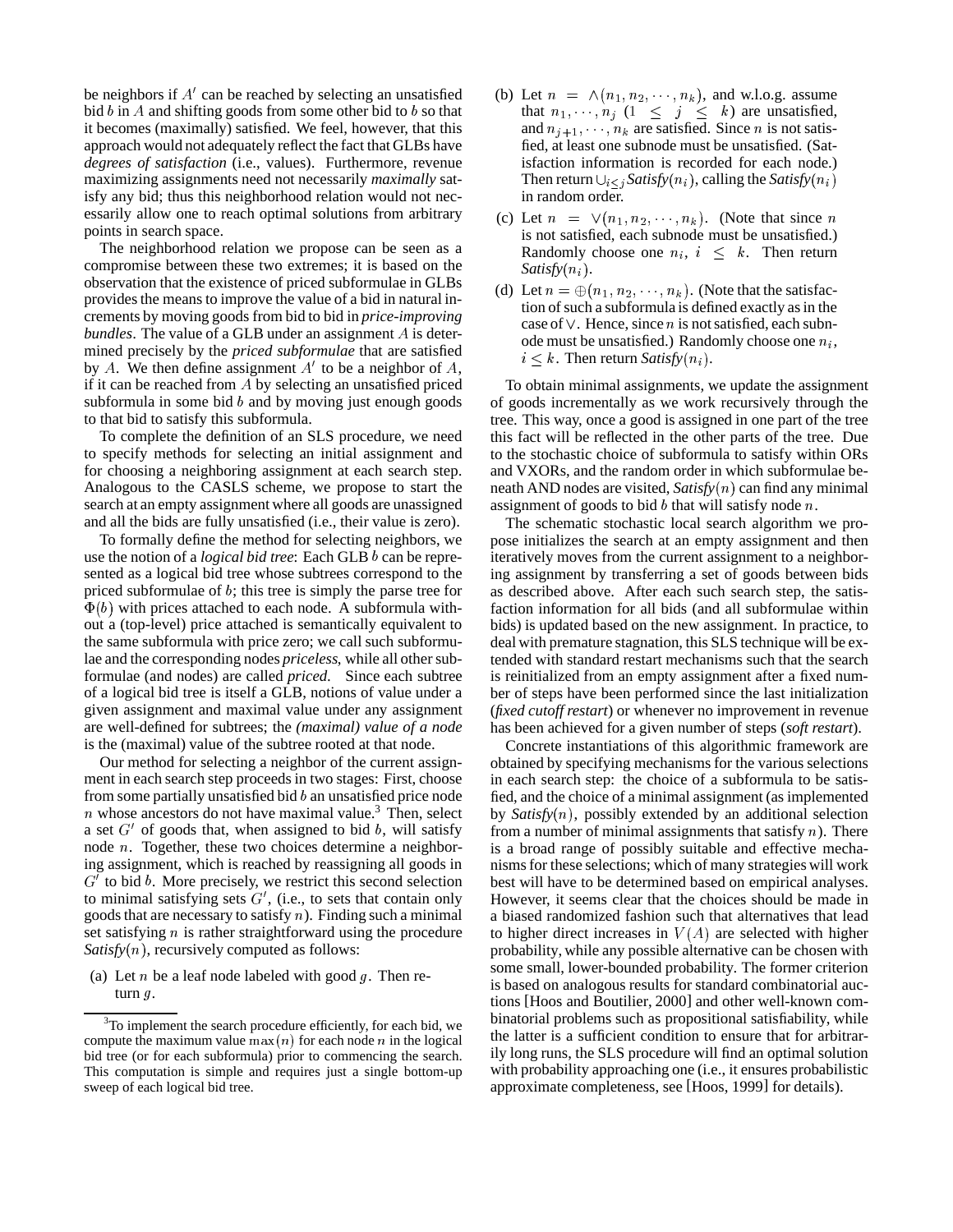be neighbors if $A'$ can be reached by selecting an unsatisfied bid $b$ in $A$ and shifting goods from some other bid to $b$ so that it becomes (maximally) satisfied. We feel, however, that this approach would not adequately reflect the fact that GLBs have *degrees of satisfaction* (i.e., values). Furthermore, revenue maximizing assignments need not necessarily *maximally* satisfy any bid; thus this neighborhood relation would not necessarily allow one to reach optimal solutions from arbitrary points in search space.

The neighborhood relation we propose can be seen as a compromise between these two extremes; it is based on the observation that the existence of priced subformulae in GLBs provides the means to improve the value of a bid in natural increments by moving goods from bid to bid in *price-improving bundles*. The value of a GLB under an assignment $A$ is determined precisely by the *priced subformulae* that are satisfied by $A$. We then define assignment $A'$ to be a neighbor of $A$, if it can be reached from $A$ by selecting an unsatisfied priced subformula in some bid $b$ and by moving just enough goods to that bid to satisfy this subformula.

To complete the definition of an SLS procedure, we need to specify methods for selecting an initial assignment and for choosing a neighboring assignment at each search step. Analogous to the CASLS scheme, we propose to start the search at an empty assignment where all goods are unassigned and all the bids are fully unsatisfied (i.e., their value is zero).

To formally define the method for selecting neighbors, we use the notion of a *logical bid tree*: Each GLB $b$ can be represented as a logical bid tree whose subtrees correspond to the priced subformulae of $b$; this tree is simply the parse tree for $\Phi(b)$ with prices attached to each node. A subformula without a (top-level) price attached is semantically equivalent to the same subformula with price zero; we call such subformulae and the corresponding nodes *priceless*, while all other subformulae (and nodes) are called *priced*. Since each subtree of a logical bid tree is itself a GLB, notions of value under a given assignment and maximal value under any assignment are well-defined for subtrees; the *(maximal) value of a node* is the (maximal) value of the subtree rooted at that node.

Our method for selecting a neighbor of the current assignment in each search step proceeds in two stages: First, choose from some partially unsatisfied bid $b$ an unsatisfied price node $n$ whose ancestors do not have maximal value.[3] Then, select a set $G'$ of goods that, when assigned to bid $b$, will satisfy node $n$. Together, these two choices determine a neighboring assignment, which is reached by reassigning all goods in $G'$ to bid $b$. More precisely, we restrict this second selection to minimal satisfying sets $G'$, (i.e., to sets that contain only goods that are necessary to satisfy $n$). Finding such a minimal set satisfying $n$ is rather straightforward using the procedure *Satisfy*$(n)$, recursively computed as follows:

(a) Let $n$ be a leaf node labeled with good $g$. Then return $g$.

(b) Let $n = \wedge(n_1, n_2, \cdots, n_k)$, and w.l.o.g. assume that $n_1, \cdots, n_j$ $(1 \leq j \leq k)$ are unsatisfied, and $n_{j+1}, \cdots, n_k$ are satisfied. Since $n$ is not satisfied, at least one subnode must be unsatisfied. (Satisfaction information is recorded for each node.) Then return $\cup_{i \leq j}$ *Satisfy*$(n_i)$, calling the *Satisfy*$(n_i)$ in random order.

(c) Let $n = \vee(n_1, n_2, \cdots, n_k)$. (Note that since $n$ is not satisfied, each subnode must be unsatisfied.) Randomly choose one $n_i$, $i \leq k$. Then return *Satisfy*$(n_i)$.

(d) Let $n = \oplus(n_1, n_2, \cdots, n_k)$. (Note that the satisfaction of such a subformula is defined exactly as in the case of $\vee$. Hence, since $n$ is not satisfied, each subnode must be unsatisfied.) Randomly choose one $n_i$, $i \leq k$. Then return *Satisfy*$(n_i)$.

To obtain minimal assignments, we update the assignment of goods incrementally as we work recursively through the tree. This way, once a good is assigned in one part of the tree this fact will be reflected in the other parts of the tree. Due to the stochastic choice of subformula to satisfy within ORs and VXORs, and the random order in which subformulae beneath AND nodes are visited, *Satisfy*$(n)$ can find any minimal assignment of goods to bid $b$ that will satisfy node $n$.

The schematic stochastic local search algorithm we propose initializes the search at an empty assignment and then iteratively moves from the current assignment to a neighboring assignment by transferring a set of goods between bids as described above. After each such search step, the satisfaction information for all bids (and all subformulae within bids) is updated based on the new assignment. In practice, to deal with premature stagnation, this SLS technique will be extended with standard restart mechanisms such that the search is reinitialized from an empty assignment after a fixed number of steps have been performed since the last initialization (*fixed cutoff restart*) or whenever no improvement in revenue has been achieved for a given number of steps (*soft restart*).

Concrete instantiations of this algorithmic framework are obtained by specifying mechanisms for the various selections in each search step: the choice of a subformula to be satisfied, and the choice of a minimal assignment (as implemented by *Satisfy*$(n)$, possibly extended by an additional selection from a number of minimal assignments that satisfy $n$). There is a broad range of possibly suitable and effective mechanisms for these selections; which of many strategies will work best will have to be determined based on empirical analyses. However, it seems clear that the choices should be made in a biased randomized fashion such that alternatives that lead to higher direct increases in $V(A)$ are selected with higher probability, while any possible alternative can be chosen with some small, lower-bounded probability. The former criterion is based on analogous results for standard combinatorial auctions [Hoos and Boutilier, 2000] and other well-known combinatorial problems such as propositional satisfiability, while the latter is a sufficient condition to ensure that for arbitrarily long runs, the SLS procedure will find an optimal solution with probability approaching one (i.e., it ensures probabilistic approximate completeness, see [Hoos, 1999] for details).

[3] To implement the search procedure efficiently, for each bid, we compute the maximum value $\max(n)$ for each node $n$ in the logical bid tree (or for each subformula) prior to commencing the search. This computation is simple and requires just a single bottom-up sweep of each logical bid tree.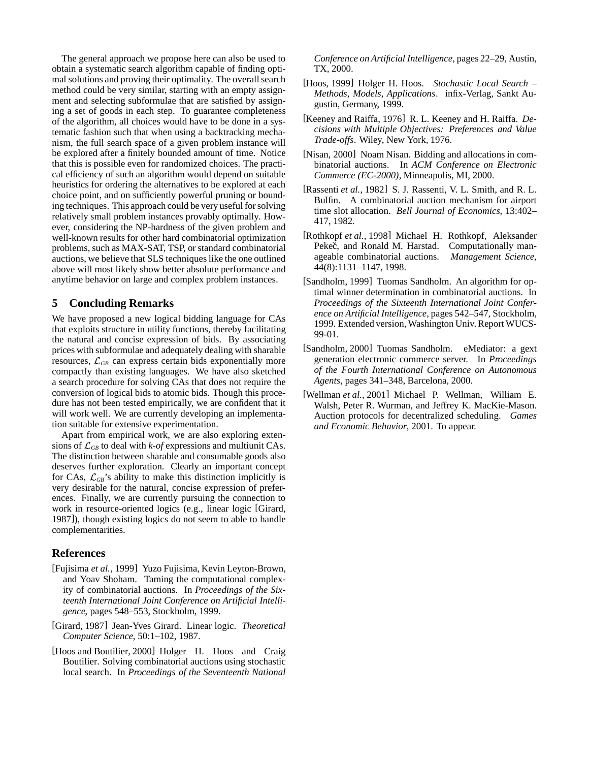The general approach we propose here can also be used to obtain a systematic search algorithm capable of finding optimal solutions and proving their optimality. The overall search method could be very similar, starting with an empty assignment and selecting subformulae that are satisfied by assigning a set of goods in each step. To guarantee completeness of the algorithm, all choices would have to be done in a systematic fashion such that when using a backtracking mechanism, the full search space of a given problem instance will be explored after a finitely bounded amount of time. Notice that this is possible even for randomized choices. The practical efficiency of such an algorithm would depend on suitable heuristics for ordering the alternatives to be explored at each choice point, and on sufficiently powerful pruning or bounding techniques. This approach could be very useful for solving relatively small problem instances provably optimally. However, considering the NP-hardness of the given problem and well-known results for other hard combinatorial optimization problems, such as MAX-SAT, TSP, or standard combinatorial auctions, we believe that SLS techniques like the one outlined above will most likely show better absolute performance and anytime behavior on large and complex problem instances.

## 5 Concluding Remarks

We have proposed a new logical bidding language for CAs that exploits structure in utility functions, thereby facilitating the natural and concise expression of bids. By associating prices with subformulae and adequately dealing with sharable resources, $\mathcal{L}_{GB}$ can express certain bids exponentially more compactly than existing languages. We have also sketched a search procedure for solving CAs that does not require the conversion of logical bids to atomic bids. Though this procedure has not been tested empirically, we are confident that it will work well. We are currently developing an implementation suitable for extensive experimentation.

Apart from empirical work, we are also exploring extensions of $\mathcal{L}_{GB}$ to deal with *k-of* expressions and multiunit CAs. The distinction between sharable and consumable goods also deserves further exploration. Clearly an important concept for CAs, $\mathcal{L}_{GB}$'s ability to make this distinction implicitly is very desirable for the natural, concise expression of preferences. Finally, we are currently pursuing the connection to work in resource-oriented logics (e.g., linear logic [Girard, 1987]), though existing logics do not seem to able to handle complementarities.

## References

[Fujisima *et al.*, 1999] Yuzo Fujisima, Kevin Leyton-Brown, and Yoav Shoham. Taming the computational complexity of combinatorial auctions. In *Proceedings of the Sixteenth International Joint Conference on Artificial Intelligence*, pages 548–553, Stockholm, 1999.

[Girard, 1987] Jean-Yves Girard. Linear logic. *Theoretical Computer Science*, 50:1–102, 1987.

[Hoos and Boutilier, 2000] Holger H. Hoos and Craig Boutilier. Solving combinatorial auctions using stochastic local search. In *Proceedings of the Seventeenth National Conference on Artificial Intelligence*, pages 22–29, Austin, TX, 2000.

[Hoos, 1999] Holger H. Hoos. *Stochastic Local Search – Methods, Models, Applications*. infix-Verlag, Sankt Augustin, Germany, 1999.

[Keeney and Raiffa, 1976] R. L. Keeney and H. Raiffa. *Decisions with Multiple Objectives: Preferences and Value Trade-offs*. Wiley, New York, 1976.

[Nisan, 2000] Noam Nisan. Bidding and allocations in combinatorial auctions. In *ACM Conference on Electronic Commerce (EC-2000)*, Minneapolis, MI, 2000.

[Rassenti *et al.*, 1982] S. J. Rassenti, V. L. Smith, and R. L. Bulfin. A combinatorial auction mechanism for airport time slot allocation. *Bell Journal of Economics*, 13:402–417, 1982.

[Rothkopf *et al.*, 1998] Michael H. Rothkopf, Aleksander Pekeč, and Ronald M. Harstad. Computationally manageable combinatorial auctions. *Management Science*, 44(8):1131–1147, 1998.

[Sandholm, 1999] Tuomas Sandholm. An algorithm for optimal winner determination in combinatorial auctions. In *Proceedings of the Sixteenth International Joint Conference on Artificial Intelligence*, pages 542–547, Stockholm, 1999. Extended version, Washington Univ. Report WUCS-99-01.

[Sandholm, 2000] Tuomas Sandholm. eMediator: a gext generation electronic commerce server. In *Proceedings of the Fourth International Conference on Autonomous Agents*, pages 341–348, Barcelona, 2000.

[Wellman *et al.*, 2001] Michael P. Wellman, William E. Walsh, Peter R. Wurman, and Jeffrey K. MacKie-Mason. Auction protocols for decentralized scheduling. *Games and Economic Behavior*, 2001. To appear.